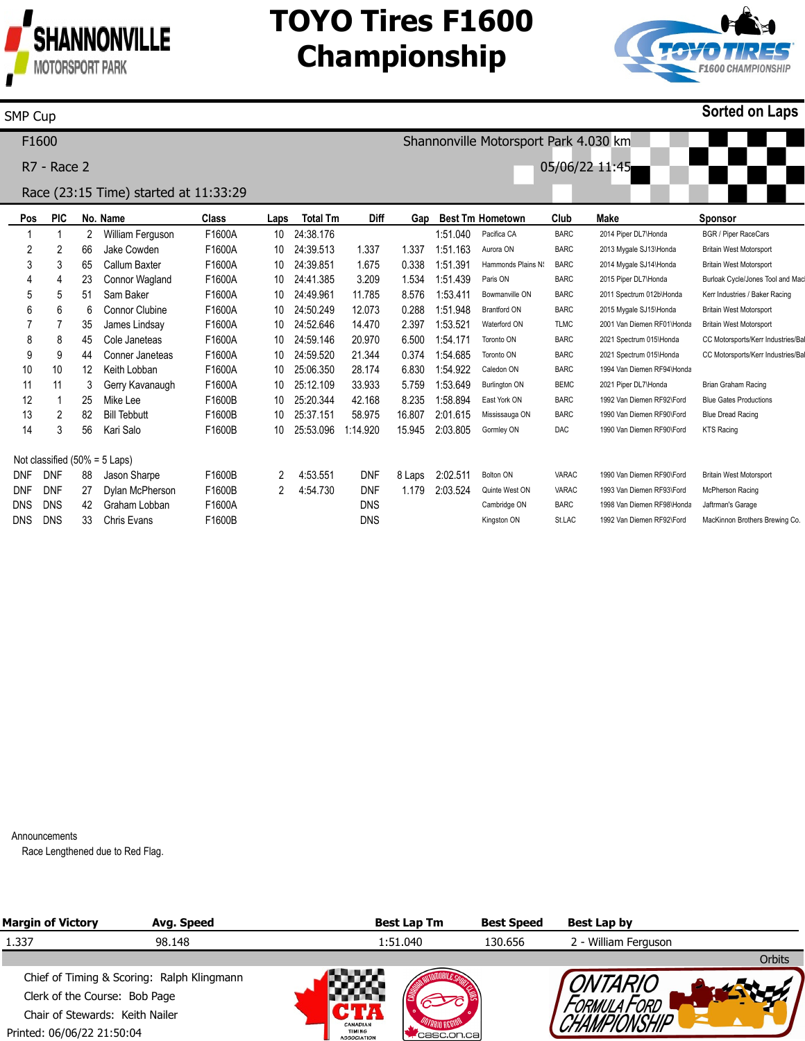# TOYO Tires F1600 Championship

SHANNONVILLE MOTORSPORT PARK

SMP Cup

**Sorted on Laps**

F1600

Shannonville Motorsport Park 4.030 km

R7 - Race 2

05/06/22 11:45

Race (23:15 Time) started at 11:33:29

| Pos | PIC | No. | Name | Class | Laps | Total Tm | Diff | Gap | Best Tm | Hometown | Club | Make | Sponsor |
|---|---|---|---|---|---|---|---|---|---|---|---|---|---|
| 1 | 1 | 2 | William Ferguson | F1600A | 10 | 24:38.176 | | | 1:51.040 | Pacifica CA | BARC | 2014 Piper DL7\Honda | BGR / Piper RaceCars |
| 2 | 2 | 66 | Jake Cowden | F1600A | 10 | 24:39.513 | 1.337 | 1.337 | 1:51.163 | Aurora ON | BARC | 2013 Mygale SJ13\Honda | Britain West Motorsport |
| 3 | 3 | 65 | Callum Baxter | F1600A | 10 | 24:39.851 | 1.675 | 0.338 | 1:51.391 | Hammonds Plains N! | BARC | 2014 Mygale SJ14\Honda | Britain West Motorsport |
| 4 | 4 | 23 | Connor Wagland | F1600A | 10 | 24:41.385 | 3.209 | 1.534 | 1:51.439 | Paris ON | BARC | 2015 Piper DL7\Honda | Burloak Cycle/Jones Tool and Mac |
| 5 | 5 | 51 | Sam Baker | F1600A | 10 | 24:49.961 | 11.785 | 8.576 | 1:53.411 | Bowmanville ON | BARC | 2011 Spectrum 012b\Honda | Kerr Industries / Baker Racing |
| 6 | 6 | 6 | Connor Clubine | F1600A | 10 | 24:50.249 | 12.073 | 0.288 | 1:51.948 | Brantford ON | BARC | 2015 Mygale SJ15\Honda | Britain West Motorsport |
| 7 | 7 | 35 | James Lindsay | F1600A | 10 | 24:52.646 | 14.470 | 2.397 | 1:53.521 | Waterford ON | TLMC | 2001 Van Diemen RF01\Honda | Britain West Motorsport |
| 8 | 8 | 45 | Cole Janeteas | F1600A | 10 | 24:59.146 | 20.970 | 6.500 | 1:54.171 | Toronto ON | BARC | 2021 Spectrum 015\Honda | CC Motorsports/Kerr Industries/Bal |
| 9 | 9 | 44 | Conner Janeteas | F1600A | 10 | 24:59.520 | 21.344 | 0.374 | 1:54.685 | Toronto ON | BARC | 2021 Spectrum 015\Honda | CC Motorsports/Kerr Industries/Bal |
| 10 | 10 | 12 | Keith Lobban | F1600A | 10 | 25:06.350 | 28.174 | 6.830 | 1:54.922 | Caledon ON | BARC | 1994 Van Diemen RF94\Honda | |
| 11 | 11 | 3 | Gerry Kavanaugh | F1600A | 10 | 25:12.109 | 33.933 | 5.759 | 1:53.649 | Burlington ON | BEMC | 2021 Piper DL7\Honda | Brian Graham Racing |
| 12 | 1 | 25 | Mike Lee | F1600B | 10 | 25:20.344 | 42.168 | 8.235 | 1:58.894 | East York ON | BARC | 1992 Van Diemen RF92\Ford | Blue Gates Productions |
| 13 | 2 | 82 | Bill Tebbutt | F1600B | 10 | 25:37.151 | 58.975 | 16.807 | 2:01.615 | Mississauga ON | BARC | 1990 Van Diemen RF90\Ford | Blue Dread Racing |
| 14 | 3 | 56 | Kari Salo | F1600B | 10 | 25:53.096 | 1:14.920 | 15.945 | 2:03.805 | Gormley ON | DAC | 1990 Van Diemen RF90\Ford | KTS Racing |

Not classified (50% = 5 Laps)

| Pos | PIC | No. | Name | Class | Laps | Total Tm | Diff | Gap | Best Tm | Hometown | Club | Make | Sponsor |
|---|---|---|---|---|---|---|---|---|---|---|---|---|---|
| DNF | DNF | 88 | Jason Sharpe | F1600B | 2 | 4:53.551 | DNF | 8 Laps | 2:02.511 | Bolton ON | VARAC | 1990 Van Diemen RF90\Ford | Britain West Motorsport |
| DNF | DNF | 27 | Dylan McPherson | F1600B | 2 | 4:54.730 | DNF | 1.179 | 2:03.524 | Quinte West ON | VARAC | 1993 Van Diemen RF93\Ford | McPherson Racing |
| DNS | DNS | 42 | Graham Lobban | F1600A | | | DNS | | | Cambridge ON | BARC | 1998 Van Diemen RF98\Honda | Jaftrman's Garage |
| DNS | DNS | 33 | Chris Evans | F1600B | | | DNS | | | Kingston ON | St.LAC | 1992 Van Diemen RF92\Ford | MacKinnon Brothers Brewing Co. |

Announcements

Race Lengthened due to Red Flag.

| Margin of Victory | Avg. Speed | Best Lap Tm | Best Speed | Best Lap by |
|---|---|---|---|---|
| 1.337 | 98.148 | 1:51.040 | 130.656 | 2 - William Ferguson |

Orbits

Chief of Timing & Scoring: Ralph Klingmann

Clerk of the Course: Bob Page

Chair of Stewards: Keith Nailer

Printed: 06/06/22 21:50:04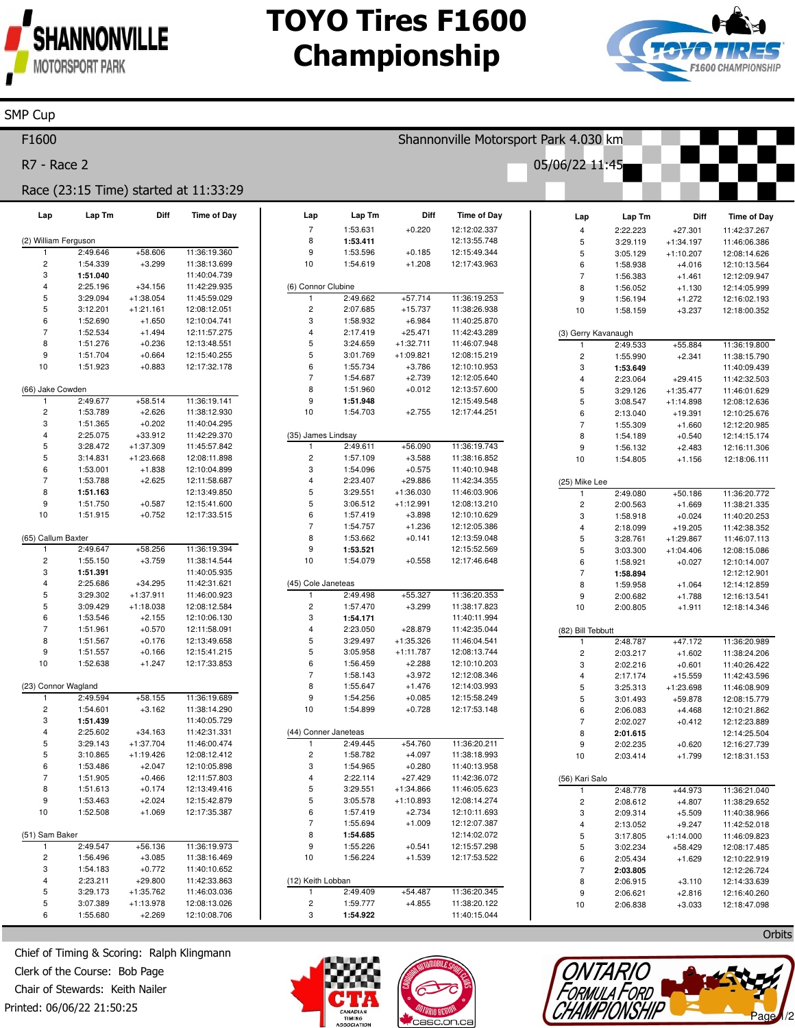# TOYO Tires F1600 Championship

SMP Cup

F1600

Shannonville Motorsport Park 4.030 km

R7 - Race 2

05/06/22 11:45

Race (23:15 Time) started at 11:33:29

### (2) William Ferguson

| Lap | Lap Tm | Diff | Time of Day |
|---|---|---|---|
| 1 | 2:49.646 | +58.606 | 11:36:19.360 |
| 2 | 1:54.339 | +3.299 | 11:38:13.699 |
| 3 | **1:51.040** | | 11:40:04.739 |
| 4 | 2:25.196 | +34.156 | 11:42:29.935 |
| 5 | 3:29.094 | +1:38.054 | 11:45:59.029 |
| 5 | 3:12.201 | +1:21.161 | 12:08:12.051 |
| 6 | 1:52.690 | +1.650 | 12:10:04.741 |
| 7 | 1:52.534 | +1.494 | 12:11:57.275 |
| 8 | 1:51.276 | +0.236 | 12:13:48.551 |
| 9 | 1:51.704 | +0.664 | 12:15:40.255 |
| 10 | 1:51.923 | +0.883 | 12:17:32.178 |

### (66) Jake Cowden

| Lap | Lap Tm | Diff | Time of Day |
|---|---|---|---|
| 1 | 2:49.677 | +58.514 | 11:36:19.141 |
| 2 | 1:53.789 | +2.626 | 11:38:12.930 |
| 3 | 1:51.365 | +0.202 | 11:40:04.295 |
| 4 | 2:25.075 | +33.912 | 11:42:29.370 |
| 5 | 3:28.472 | +1:37.309 | 11:45:57.842 |
| 5 | 3:14.831 | +1:23.668 | 12:08:11.898 |
| 6 | 1:53.001 | +1.838 | 12:10:04.899 |
| 7 | 1:53.788 | +2.625 | 12:11:58.687 |
| 8 | **1:51.163** | | 12:13:49.850 |
| 9 | 1:51.750 | +0.587 | 12:15:41.600 |
| 10 | 1:51.915 | +0.752 | 12:17:33.515 |

### (65) Callum Baxter

| Lap | Lap Tm | Diff | Time of Day |
|---|---|---|---|
| 1 | 2:49.647 | +58.256 | 11:36:19.394 |
| 2 | 1:55.150 | +3.759 | 11:38:14.544 |
| 3 | **1:51.391** | | 11:40:05.935 |
| 4 | 2:25.686 | +34.295 | 11:42:31.621 |
| 5 | 3:29.302 | +1:37.911 | 11:46:00.923 |
| 5 | 3:09.429 | +1:18.038 | 12:08:12.584 |
| 6 | 1:53.546 | +2.155 | 12:10:06.130 |
| 7 | 1:51.961 | +0.570 | 12:11:58.091 |
| 8 | 1:51.567 | +0.176 | 12:13:49.658 |
| 9 | 1:51.557 | +0.166 | 12:15:41.215 |
| 10 | 1:52.638 | +1.247 | 12:17:33.853 |

### (23) Connor Wagland

| Lap | Lap Tm | Diff | Time of Day |
|---|---|---|---|
| 1 | 2:49.594 | +58.155 | 11:36:19.689 |
| 2 | 1:54.601 | +3.162 | 11:38:14.290 |
| 3 | **1:51.439** | | 11:40:05.729 |
| 4 | 2:25.602 | +34.163 | 11:42:31.331 |
| 5 | 3:29.143 | +1:37.704 | 11:46:00.474 |
| 5 | 3:10.865 | +1:19.426 | 12:08:12.412 |
| 6 | 1:53.486 | +2.047 | 12:10:05.898 |
| 7 | 1:51.905 | +0.466 | 12:11:57.803 |
| 8 | 1:51.613 | +0.174 | 12:13:49.416 |
| 9 | 1:53.463 | +2.024 | 12:15:42.879 |
| 10 | 1:52.508 | +1.069 | 12:17:35.387 |

### (51) Sam Baker

| Lap | Lap Tm | Diff | Time of Day |
|---|---|---|---|
| 1 | 2:49.547 | +56.136 | 11:36:19.973 |
| 2 | 1:56.496 | +3.085 | 11:38:16.469 |
| 3 | 1:54.183 | +0.772 | 11:40:10.652 |
| 4 | 2:23.211 | +29.800 | 11:42:33.863 |
| 5 | 3:29.173 | +1:35.762 | 11:46:03.036 |
| 5 | 3:07.389 | +1:13.978 | 12:08:13.026 |
| 6 | 1:55.680 | +2.269 | 12:10:08.706 |
| 7 | 1:53.631 | +0.220 | 12:12:02.337 |
| 8 | **1:53.411** | | 12:13:55.748 |
| 9 | 1:53.596 | +0.185 | 12:15:49.344 |
| 10 | 1:54.619 | +1.208 | 12:17:43.963 |

### (6) Connor Clubine

| Lap | Lap Tm | Diff | Time of Day |
|---|---|---|---|
| 1 | 2:49.662 | +57.714 | 11:36:19.253 |
| 2 | 2:07.685 | +15.737 | 11:38:26.938 |
| 3 | 1:58.932 | +6.984 | 11:40:25.870 |
| 4 | 2:17.419 | +25.471 | 11:42:43.289 |
| 5 | 3:24.659 | +1:32.711 | 11:46:07.948 |
| 5 | 3:01.769 | +1:09.821 | 12:08:15.219 |
| 6 | 1:55.734 | +3.786 | 12:10:10.953 |
| 7 | 1:54.687 | +2.739 | 12:12:05.640 |
| 8 | 1:51.960 | +0.012 | 12:13:57.600 |
| 9 | **1:51.948** | | 12:15:49.548 |
| 10 | 1:54.703 | +2.755 | 12:17:44.251 |

### (35) James Lindsay

| Lap | Lap Tm | Diff | Time of Day |
|---|---|---|---|
| 1 | 2:49.611 | +56.090 | 11:36:19.743 |
| 2 | 1:57.109 | +3.588 | 11:38:16.852 |
| 3 | 1:54.096 | +0.575 | 11:40:10.948 |
| 4 | 2:23.407 | +29.886 | 11:42:34.355 |
| 5 | 3:29.551 | +1:36.030 | 11:46:03.906 |
| 5 | 3:06.512 | +1:12.991 | 12:08:13.210 |
| 6 | 1:57.419 | +3.898 | 12:10:10.629 |
| 7 | 1:54.757 | +1.236 | 12:12:05.386 |
| 8 | 1:53.662 | +0.141 | 12:13:59.048 |
| 9 | **1:53.521** | | 12:15:52.569 |
| 10 | 1:54.079 | +0.558 | 12:17:46.648 |

### (45) Cole Janeteas

| Lap | Lap Tm | Diff | Time of Day |
|---|---|---|---|
| 1 | 2:49.498 | +55.327 | 11:36:20.353 |
| 2 | 1:57.470 | +3.299 | 11:38:17.823 |
| 3 | **1:54.171** | | 11:40:11.994 |
| 4 | 2:23.050 | +28.879 | 11:42:35.044 |
| 5 | 3:29.497 | +1:35.326 | 11:46:04.541 |
| 5 | 3:05.958 | +1:11.787 | 12:08:13.744 |
| 6 | 1:56.459 | +2.288 | 12:10:10.203 |
| 7 | 1:58.143 | +3.972 | 12:12:08.346 |
| 8 | 1:55.647 | +1.476 | 12:14:03.993 |
| 9 | 1:54.256 | +0.085 | 12:15:58.249 |
| 10 | 1:54.899 | +0.728 | 12:17:53.148 |

### (44) Conner Janeteas

| Lap | Lap Tm | Diff | Time of Day |
|---|---|---|---|
| 1 | 2:49.445 | +54.760 | 11:36:20.211 |
| 2 | 1:58.782 | +4.097 | 11:38:18.993 |
| 3 | 1:54.965 | +0.280 | 11:40:13.958 |
| 4 | 2:22.114 | +27.429 | 11:42:36.072 |
| 5 | 3:29.551 | +1:34.866 | 11:46:05.623 |
| 5 | 3:05.578 | +1:10.893 | 12:08:14.274 |
| 6 | 1:57.419 | +2.734 | 12:10:11.693 |
| 7 | 1:55.694 | +1.009 | 12:12:07.387 |
| 8 | **1:54.685** | | 12:14:02.072 |
| 9 | 1:55.226 | +0.541 | 12:15:57.298 |
| 10 | 1:56.224 | +1.539 | 12:17:53.522 |

### (12) Keith Lobban

| Lap | Lap Tm | Diff | Time of Day |
|---|---|---|---|
| 1 | 2:49.409 | +54.487 | 11:36:20.345 |
| 2 | 1:59.777 | +4.855 | 11:38:20.122 |
| 3 | **1:54.922** | | 11:40:15.044 |
| 4 | 2:22.223 | +27.301 | 11:42:37.267 |
| 5 | 3:29.119 | +1:34.197 | 11:46:06.386 |
| 5 | 3:05.129 | +1:10.207 | 12:08:14.626 |
| 6 | 1:58.938 | +4.016 | 12:10:13.564 |
| 7 | 1:56.383 | +1.461 | 12:12:09.947 |
| 8 | 1:56.052 | +1.130 | 12:14:05.999 |
| 9 | 1:56.194 | +1.272 | 12:16:02.193 |
| 10 | 1:58.159 | +3.237 | 12:18:00.352 |

### (3) Gerry Kavanaugh

| Lap | Lap Tm | Diff | Time of Day |
|---|---|---|---|
| 1 | 2:49.533 | +55.884 | 11:36:19.800 |
| 2 | 1:55.990 | +2.341 | 11:38:15.790 |
| 3 | **1:53.649** | | 11:40:09.439 |
| 4 | 2:23.064 | +29.415 | 11:42:32.503 |
| 5 | 3:29.126 | +1:35.477 | 11:46:01.629 |
| 5 | 3:08.547 | +1:14.898 | 12:08:12.636 |
| 6 | 2:13.040 | +19.391 | 12:10:25.676 |
| 7 | 1:55.309 | +1.660 | 12:12:20.985 |
| 8 | 1:54.189 | +0.540 | 12:14:15.174 |
| 9 | 1:56.132 | +2.483 | 12:16:11.306 |
| 10 | 1:54.805 | +1.156 | 12:18:06.111 |

### (25) Mike Lee

| Lap | Lap Tm | Diff | Time of Day |
|---|---|---|---|
| 1 | 2:49.080 | +50.186 | 11:36:20.772 |
| 2 | 2:00.563 | +1.669 | 11:38:21.335 |
| 3 | 1:58.918 | +0.024 | 11:40:20.253 |
| 4 | 2:18.099 | +19.205 | 11:42:38.352 |
| 5 | 3:28.761 | +1:29.867 | 11:46:07.113 |
| 5 | 3:03.300 | +1:04.406 | 12:08:15.086 |
| 6 | 1:58.921 | +0.027 | 12:10:14.007 |
| 7 | **1:58.894** | | 12:12:12.901 |
| 8 | 1:59.958 | +1.064 | 12:14:12.859 |
| 9 | 2:00.682 | +1.788 | 12:16:13.541 |
| 10 | 2:00.805 | +1.911 | 12:18:14.346 |

### (82) Bill Tebbutt

| Lap | Lap Tm | Diff | Time of Day |
|---|---|---|---|
| 1 | 2:48.787 | +47.172 | 11:36:20.989 |
| 2 | 2:03.217 | +1.602 | 11:38:24.206 |
| 3 | 2:02.216 | +0.601 | 11:40:26.422 |
| 4 | 2:17.174 | +15.559 | 11:42:43.596 |
| 5 | 3:25.313 | +1:23.698 | 11:46:08.909 |
| 5 | 3:01.493 | +59.878 | 12:08:15.779 |
| 6 | 2:06.083 | +4.468 | 12:10:21.862 |
| 7 | 2:02.027 | +0.412 | 12:12:23.889 |
| 8 | **2:01.615** | | 12:14:25.504 |
| 9 | 2:02.235 | +0.620 | 12:16:27.739 |
| 10 | 2:03.414 | +1.799 | 12:18:31.153 |

### (56) Kari Salo

| Lap | Lap Tm | Diff | Time of Day |
|---|---|---|---|
| 1 | 2:48.778 | +44.973 | 11:36:21.040 |
| 2 | 2:08.612 | +4.807 | 11:38:29.652 |
| 3 | 2:09.314 | +5.509 | 11:40:38.966 |
| 4 | 2:13.052 | +9.247 | 11:42:52.018 |
| 5 | 3:17.805 | +1:14.000 | 11:46:09.823 |
| 5 | 3:02.234 | +58.429 | 12:08:17.485 |
| 6 | 2:05.434 | +1.629 | 12:10:22.919 |
| 7 | **2:03.805** | | 12:12:26.724 |
| 8 | 2:06.915 | +3.110 | 12:14:33.639 |
| 9 | 2:06.621 | +2.816 | 12:16:40.260 |
| 10 | 2:06.838 | +3.033 | 12:18:47.098 |

Orbits

Chief of Timing & Scoring: Ralph Klingmann
Clerk of the Course: Bob Page
Chair of Stewards: Keith Nailer
Printed: 06/06/22 21:50:25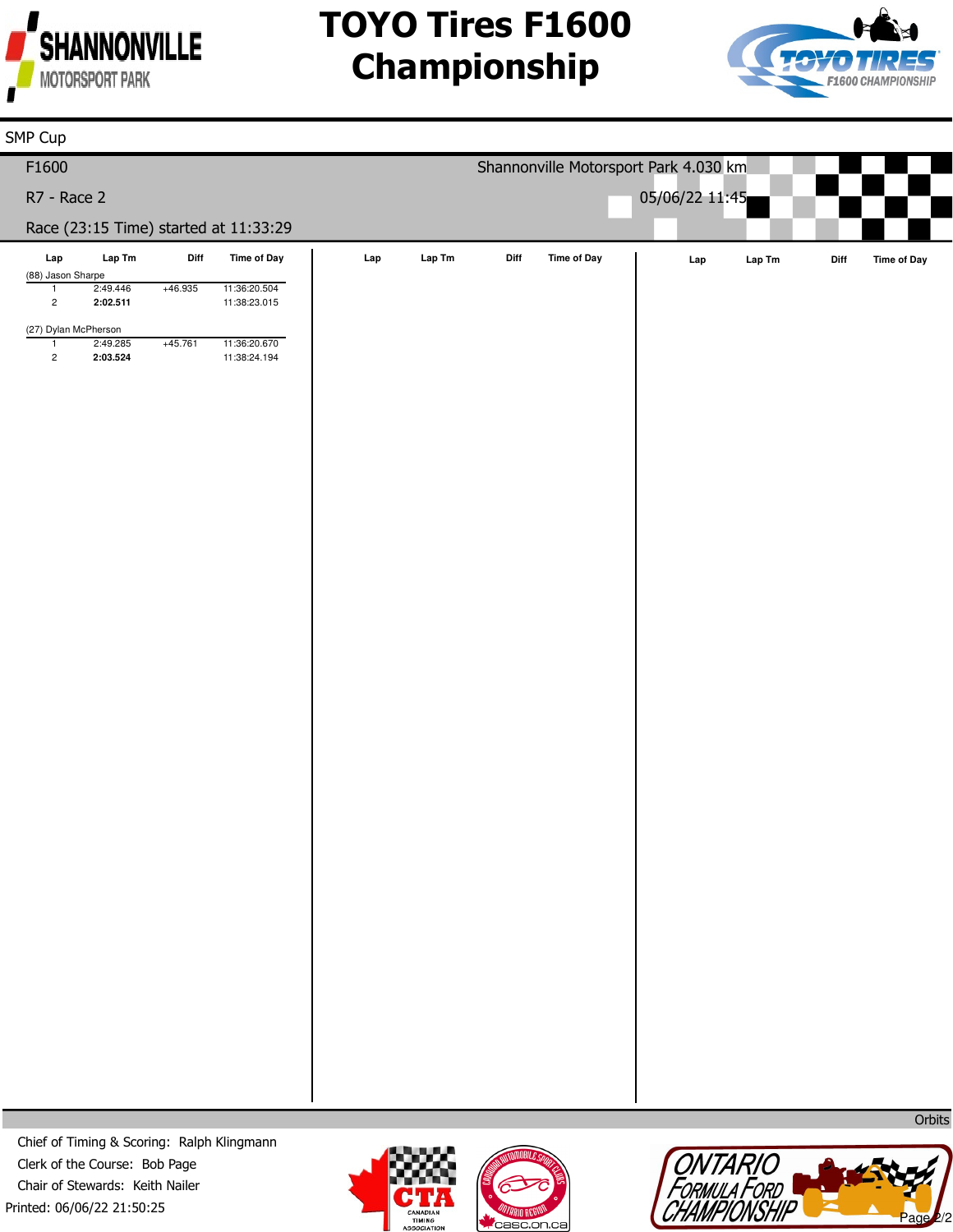# TOYO Tires F1600 Championship

SMP Cup

F1600

Shannonville Motorsport Park 4.030 km

R7 - Race 2

05/06/22 11:45

Race (23:15 Time) started at 11:33:29

| Lap | Lap Tm | Diff | Time of Day |
|---|---|---|---|
| (88) Jason Sharpe | | | |
| 1 | 2:49.446 | +46.935 | 11:36:20.504 |
| 2 | **2:02.511** | | 11:38:23.015 |
| (27) Dylan McPherson | | | |
| 1 | 2:49.285 | +45.761 | 11:36:20.670 |
| 2 | **2:03.524** | | 11:38:24.194 |

Orbits

Chief of Timing & Scoring: Ralph Klingmann
Clerk of the Course: Bob Page
Chair of Stewards: Keith Nailer
Printed: 06/06/22 21:50:25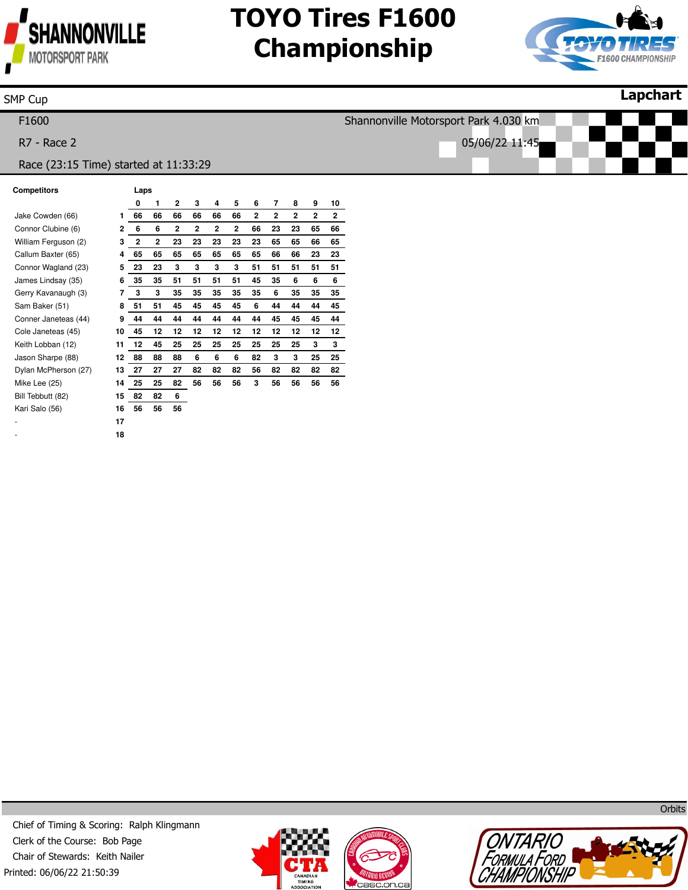# TOYO Tires F1600 Championship

SMP Cup

**Lapchart**

F1600

Shannonville Motorsport Park 4.030 km

R7 - Race 2

05/06/22 11:45

Race (23:15 Time) started at 11:33:29

| Competitors | | Laps 0 | 1 | 2 | 3 | 4 | 5 | 6 | 7 | 8 | 9 | 10 |
|---|---|---|---|---|---|---|---|---|---|---|---|---|
| Jake Cowden (66) | 1 | 66 | 66 | 66 | 66 | 66 | 66 | 2 | 2 | 2 | 2 | 2 |
| Connor Clubine (6) | 2 | 6 | 6 | 2 | 2 | 2 | 2 | 66 | 23 | 23 | 65 | 66 |
| William Ferguson (2) | 3 | 2 | 2 | 23 | 23 | 23 | 23 | 23 | 65 | 65 | 66 | 65 |
| Callum Baxter (65) | 4 | 65 | 65 | 65 | 65 | 65 | 65 | 65 | 66 | 66 | 23 | 23 |
| Connor Wagland (23) | 5 | 23 | 23 | 3 | 3 | 3 | 3 | 51 | 51 | 51 | 51 | 51 |
| James Lindsay (35) | 6 | 35 | 35 | 51 | 51 | 51 | 51 | 45 | 35 | 6 | 6 | 6 |
| Gerry Kavanaugh (3) | 7 | 3 | 3 | 35 | 35 | 35 | 35 | 35 | 6 | 35 | 35 | 35 |
| Sam Baker (51) | 8 | 51 | 51 | 45 | 45 | 45 | 45 | 6 | 44 | 44 | 44 | 45 |
| Conner Janeteas (44) | 9 | 44 | 44 | 44 | 44 | 44 | 44 | 44 | 45 | 45 | 45 | 44 |
| Cole Janeteas (45) | 10 | 45 | 12 | 12 | 12 | 12 | 12 | 12 | 12 | 12 | 12 | 12 |
| Keith Lobban (12) | 11 | 12 | 45 | 25 | 25 | 25 | 25 | 25 | 25 | 25 | 3 | 3 |
| Jason Sharpe (88) | 12 | 88 | 88 | 88 | 6 | 6 | 6 | 82 | 3 | 3 | 25 | 25 |
| Dylan McPherson (27) | 13 | 27 | 27 | 27 | 82 | 82 | 82 | 56 | 82 | 82 | 82 | 82 |
| Mike Lee (25) | 14 | 25 | 25 | 82 | 56 | 56 | 56 | 3 | 56 | 56 | 56 | 56 |
| Bill Tebbutt (82) | 15 | 82 | 82 | 6 | | | | | | | | |
| Kari Salo (56) | 16 | 56 | 56 | 56 | | | | | | | | |
| - | 17 | | | | | | | | | | | |
| - | 18 | | | | | | | | | | | |

Orbits

Chief of Timing & Scoring: Ralph Klingmann
Clerk of the Course: Bob Page
Chair of Stewards: Keith Nailer
Printed: 06/06/22 21:50:39